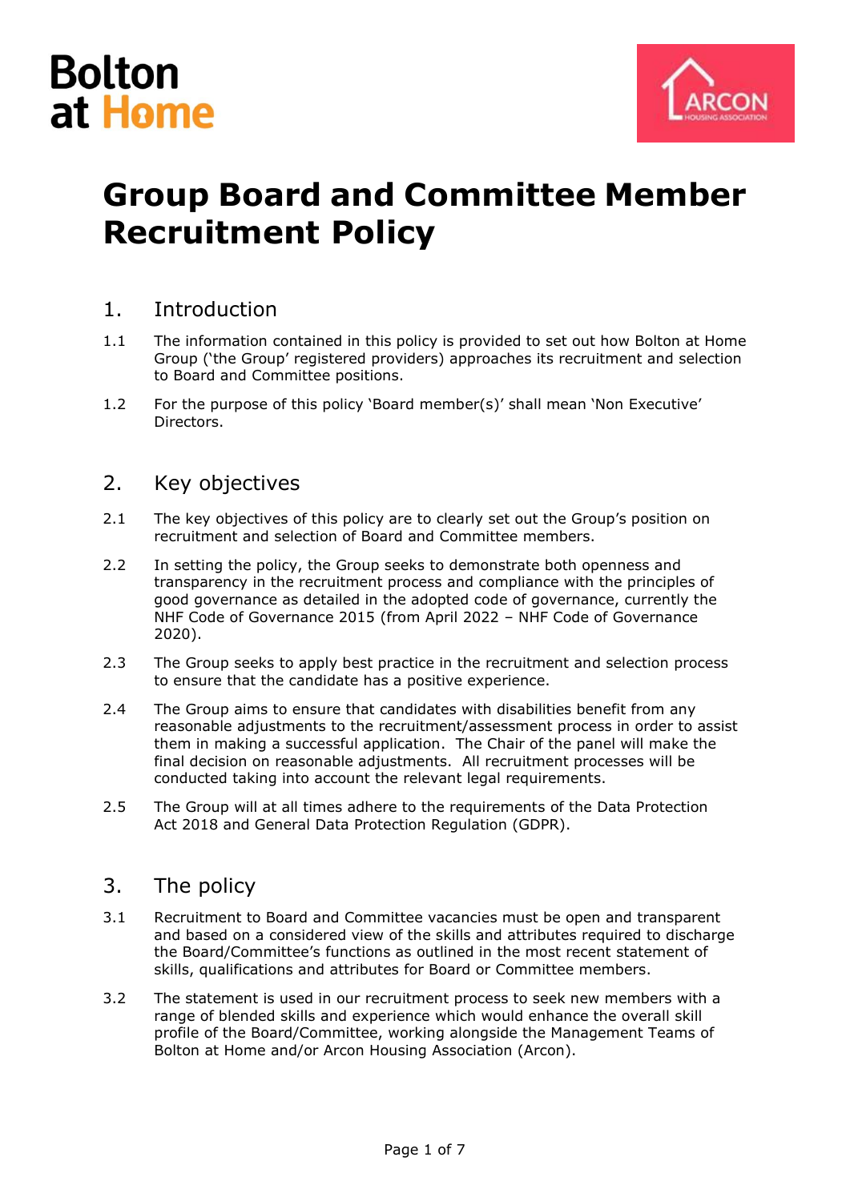# Group Board and Committee Member Recruitment Policy

## 1. Introduction

1.1 The information contained in this policy is provided to set out how Bolton at Home Group ('the Group' registered providers) approaches its recruitment and selection to Board and Committee positions.

1.2 For the purpose of this policy 'Board member(s)' shall mean 'Non Executive' Directors.

## 2. Key objectives

2.1 The key objectives of this policy are to clearly set out the Group's position on recruitment and selection of Board and Committee members.

2.2 In setting the policy, the Group seeks to demonstrate both openness and transparency in the recruitment process and compliance with the principles of good governance as detailed in the adopted code of governance, currently the NHF Code of Governance 2015 (from April 2022 – NHF Code of Governance 2020).

2.3 The Group seeks to apply best practice in the recruitment and selection process to ensure that the candidate has a positive experience.

2.4 The Group aims to ensure that candidates with disabilities benefit from any reasonable adjustments to the recruitment/assessment process in order to assist them in making a successful application. The Chair of the panel will make the final decision on reasonable adjustments. All recruitment processes will be conducted taking into account the relevant legal requirements.

2.5 The Group will at all times adhere to the requirements of the Data Protection Act 2018 and General Data Protection Regulation (GDPR).

## 3. The policy

3.1 Recruitment to Board and Committee vacancies must be open and transparent and based on a considered view of the skills and attributes required to discharge the Board/Committee's functions as outlined in the most recent statement of skills, qualifications and attributes for Board or Committee members.

3.2 The statement is used in our recruitment process to seek new members with a range of blended skills and experience which would enhance the overall skill profile of the Board/Committee, working alongside the Management Teams of Bolton at Home and/or Arcon Housing Association (Arcon).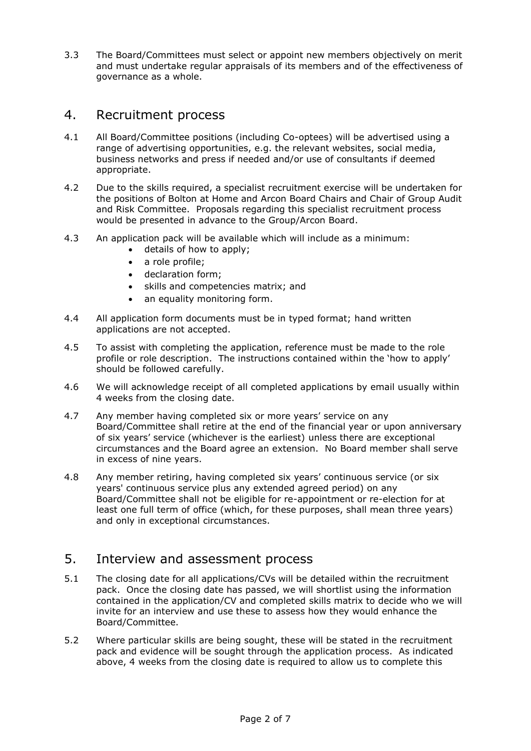3.3 The Board/Committees must select or appoint new members objectively on merit and must undertake regular appraisals of its members and of the effectiveness of governance as a whole.

## 4. Recruitment process

4.1 All Board/Committee positions (including Co-optees) will be advertised using a range of advertising opportunities, e.g. the relevant websites, social media, business networks and press if needed and/or use of consultants if deemed appropriate.

4.2 Due to the skills required, a specialist recruitment exercise will be undertaken for the positions of Bolton at Home and Arcon Board Chairs and Chair of Group Audit and Risk Committee. Proposals regarding this specialist recruitment process would be presented in advance to the Group/Arcon Board.

4.3 An application pack will be available which will include as a minimum:

- details of how to apply;
- a role profile;
- declaration form;
- skills and competencies matrix; and
- an equality monitoring form.

4.4 All application form documents must be in typed format; hand written applications are not accepted.

4.5 To assist with completing the application, reference must be made to the role profile or role description. The instructions contained within the 'how to apply' should be followed carefully.

4.6 We will acknowledge receipt of all completed applications by email usually within 4 weeks from the closing date.

4.7 Any member having completed six or more years' service on any Board/Committee shall retire at the end of the financial year or upon anniversary of six years' service (whichever is the earliest) unless there are exceptional circumstances and the Board agree an extension. No Board member shall serve in excess of nine years.

4.8 Any member retiring, having completed six years' continuous service (or six years' continuous service plus any extended agreed period) on any Board/Committee shall not be eligible for re-appointment or re-election for at least one full term of office (which, for these purposes, shall mean three years) and only in exceptional circumstances.

## 5. Interview and assessment process

5.1 The closing date for all applications/CVs will be detailed within the recruitment pack. Once the closing date has passed, we will shortlist using the information contained in the application/CV and completed skills matrix to decide who we will invite for an interview and use these to assess how they would enhance the Board/Committee.

5.2 Where particular skills are being sought, these will be stated in the recruitment pack and evidence will be sought through the application process. As indicated above, 4 weeks from the closing date is required to allow us to complete this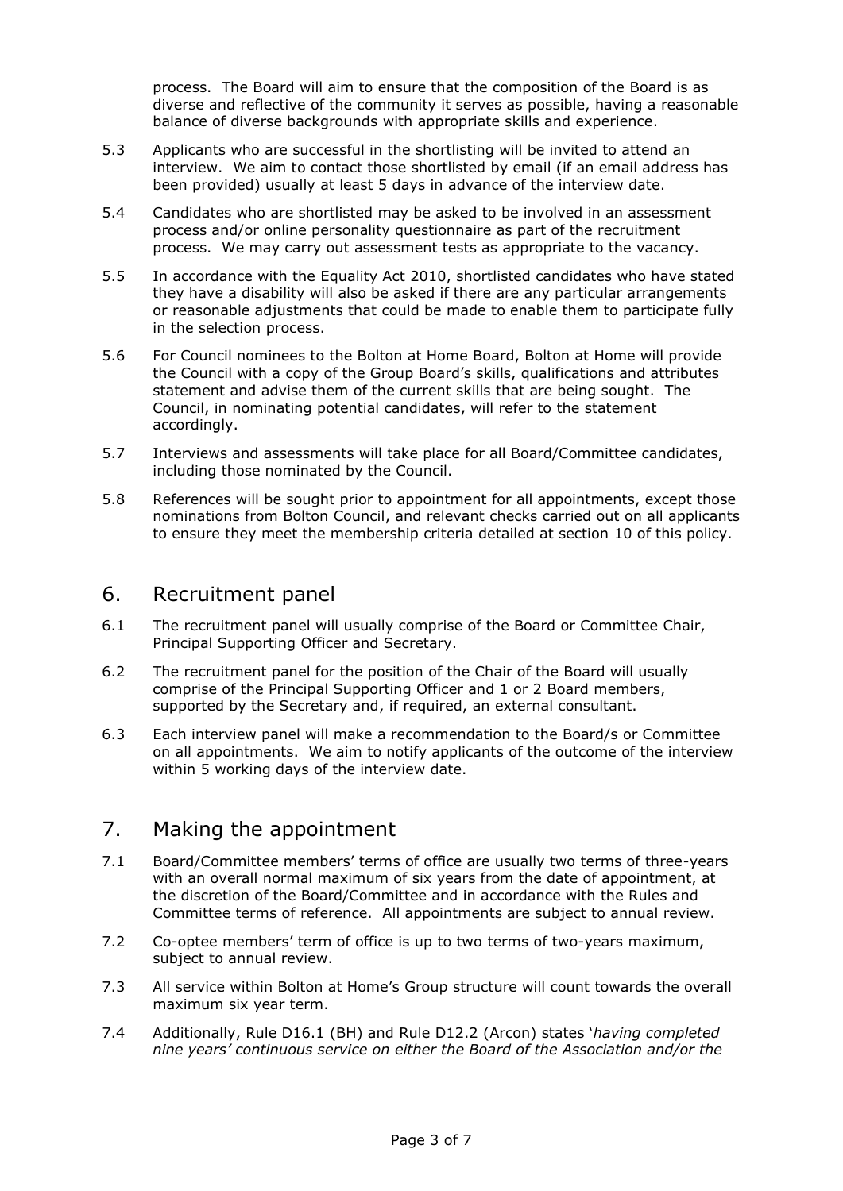process. The Board will aim to ensure that the composition of the Board is as diverse and reflective of the community it serves as possible, having a reasonable balance of diverse backgrounds with appropriate skills and experience.

5.3 Applicants who are successful in the shortlisting will be invited to attend an interview. We aim to contact those shortlisted by email (if an email address has been provided) usually at least 5 days in advance of the interview date.

5.4 Candidates who are shortlisted may be asked to be involved in an assessment process and/or online personality questionnaire as part of the recruitment process. We may carry out assessment tests as appropriate to the vacancy.

5.5 In accordance with the Equality Act 2010, shortlisted candidates who have stated they have a disability will also be asked if there are any particular arrangements or reasonable adjustments that could be made to enable them to participate fully in the selection process.

5.6 For Council nominees to the Bolton at Home Board, Bolton at Home will provide the Council with a copy of the Group Board's skills, qualifications and attributes statement and advise them of the current skills that are being sought. The Council, in nominating potential candidates, will refer to the statement accordingly.

5.7 Interviews and assessments will take place for all Board/Committee candidates, including those nominated by the Council.

5.8 References will be sought prior to appointment for all appointments, except those nominations from Bolton Council, and relevant checks carried out on all applicants to ensure they meet the membership criteria detailed at section 10 of this policy.

## 6. Recruitment panel

6.1 The recruitment panel will usually comprise of the Board or Committee Chair, Principal Supporting Officer and Secretary.

6.2 The recruitment panel for the position of the Chair of the Board will usually comprise of the Principal Supporting Officer and 1 or 2 Board members, supported by the Secretary and, if required, an external consultant.

6.3 Each interview panel will make a recommendation to the Board/s or Committee on all appointments. We aim to notify applicants of the outcome of the interview within 5 working days of the interview date.

## 7. Making the appointment

7.1 Board/Committee members' terms of office are usually two terms of three-years with an overall normal maximum of six years from the date of appointment, at the discretion of the Board/Committee and in accordance with the Rules and Committee terms of reference. All appointments are subject to annual review.

7.2 Co-optee members' term of office is up to two terms of two-years maximum, subject to annual review.

7.3 All service within Bolton at Home's Group structure will count towards the overall maximum six year term.

7.4 Additionally, Rule D16.1 (BH) and Rule D12.2 (Arcon) states '*having completed nine years' continuous service on either the Board of the Association and/or the*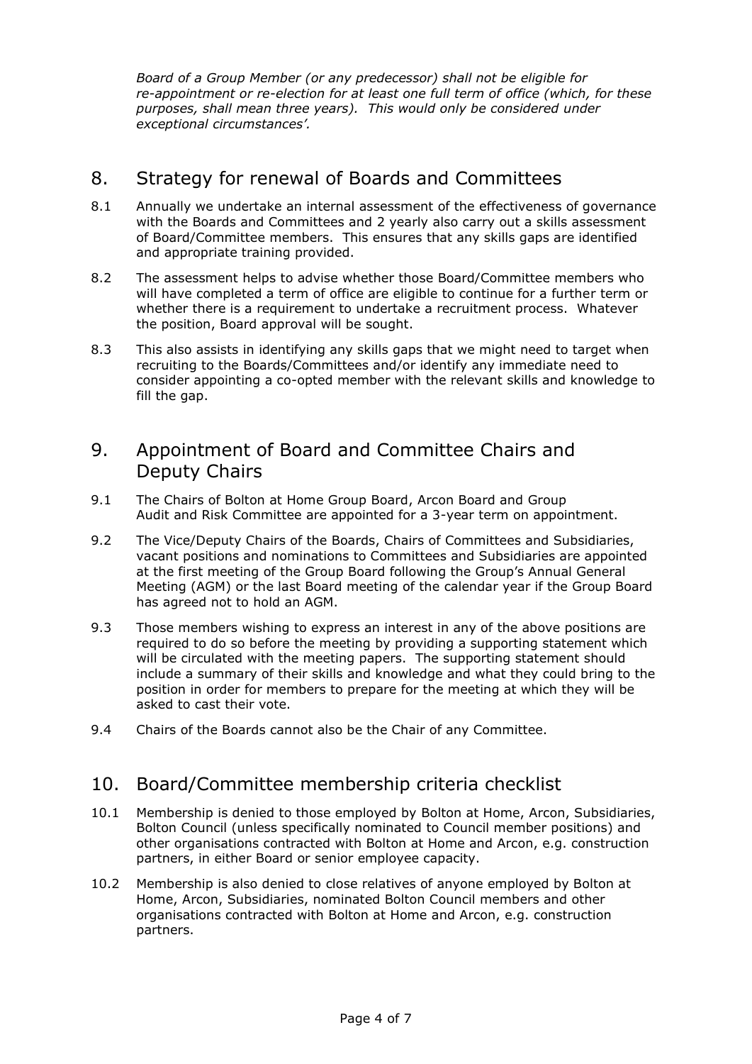*Board of a Group Member (or any predecessor) shall not be eligible for re-appointment or re-election for at least one full term of office (which, for these purposes, shall mean three years). This would only be considered under exceptional circumstances'.*

## 8. Strategy for renewal of Boards and Committees

8.1 Annually we undertake an internal assessment of the effectiveness of governance with the Boards and Committees and 2 yearly also carry out a skills assessment of Board/Committee members. This ensures that any skills gaps are identified and appropriate training provided.

8.2 The assessment helps to advise whether those Board/Committee members who will have completed a term of office are eligible to continue for a further term or whether there is a requirement to undertake a recruitment process. Whatever the position, Board approval will be sought.

8.3 This also assists in identifying any skills gaps that we might need to target when recruiting to the Boards/Committees and/or identify any immediate need to consider appointing a co-opted member with the relevant skills and knowledge to fill the gap.

## 9. Appointment of Board and Committee Chairs and Deputy Chairs

9.1 The Chairs of Bolton at Home Group Board, Arcon Board and Group Audit and Risk Committee are appointed for a 3-year term on appointment.

9.2 The Vice/Deputy Chairs of the Boards, Chairs of Committees and Subsidiaries, vacant positions and nominations to Committees and Subsidiaries are appointed at the first meeting of the Group Board following the Group's Annual General Meeting (AGM) or the last Board meeting of the calendar year if the Group Board has agreed not to hold an AGM.

9.3 Those members wishing to express an interest in any of the above positions are required to do so before the meeting by providing a supporting statement which will be circulated with the meeting papers. The supporting statement should include a summary of their skills and knowledge and what they could bring to the position in order for members to prepare for the meeting at which they will be asked to cast their vote.

9.4 Chairs of the Boards cannot also be the Chair of any Committee.

## 10. Board/Committee membership criteria checklist

10.1 Membership is denied to those employed by Bolton at Home, Arcon, Subsidiaries, Bolton Council (unless specifically nominated to Council member positions) and other organisations contracted with Bolton at Home and Arcon, e.g. construction partners, in either Board or senior employee capacity.

10.2 Membership is also denied to close relatives of anyone employed by Bolton at Home, Arcon, Subsidiaries, nominated Bolton Council members and other organisations contracted with Bolton at Home and Arcon, e.g. construction partners.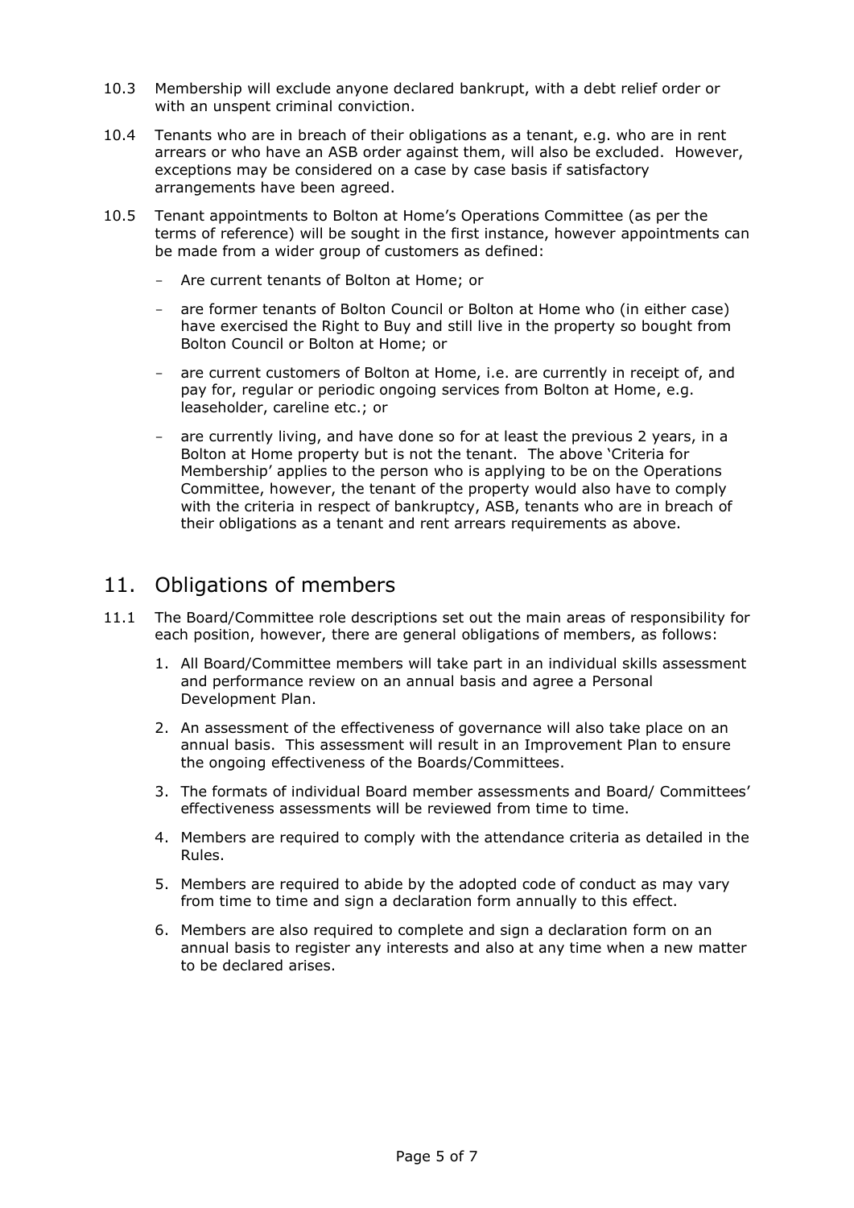10.3 Membership will exclude anyone declared bankrupt, with a debt relief order or with an unspent criminal conviction.

10.4 Tenants who are in breach of their obligations as a tenant, e.g. who are in rent arrears or who have an ASB order against them, will also be excluded. However, exceptions may be considered on a case by case basis if satisfactory arrangements have been agreed.

10.5 Tenant appointments to Bolton at Home's Operations Committee (as per the terms of reference) will be sought in the first instance, however appointments can be made from a wider group of customers as defined:

- Are current tenants of Bolton at Home; or
- are former tenants of Bolton Council or Bolton at Home who (in either case) have exercised the Right to Buy and still live in the property so bought from Bolton Council or Bolton at Home; or
- are current customers of Bolton at Home, i.e. are currently in receipt of, and pay for, regular or periodic ongoing services from Bolton at Home, e.g. leaseholder, careline etc.; or
- are currently living, and have done so for at least the previous 2 years, in a Bolton at Home property but is not the tenant. The above 'Criteria for Membership' applies to the person who is applying to be on the Operations Committee, however, the tenant of the property would also have to comply with the criteria in respect of bankruptcy, ASB, tenants who are in breach of their obligations as a tenant and rent arrears requirements as above.

## 11. Obligations of members

11.1 The Board/Committee role descriptions set out the main areas of responsibility for each position, however, there are general obligations of members, as follows:

1. All Board/Committee members will take part in an individual skills assessment and performance review on an annual basis and agree a Personal Development Plan.
2. An assessment of the effectiveness of governance will also take place on an annual basis. This assessment will result in an Improvement Plan to ensure the ongoing effectiveness of the Boards/Committees.
3. The formats of individual Board member assessments and Board/ Committees' effectiveness assessments will be reviewed from time to time.
4. Members are required to comply with the attendance criteria as detailed in the Rules.
5. Members are required to abide by the adopted code of conduct as may vary from time to time and sign a declaration form annually to this effect.
6. Members are also required to complete and sign a declaration form on an annual basis to register any interests and also at any time when a new matter to be declared arises.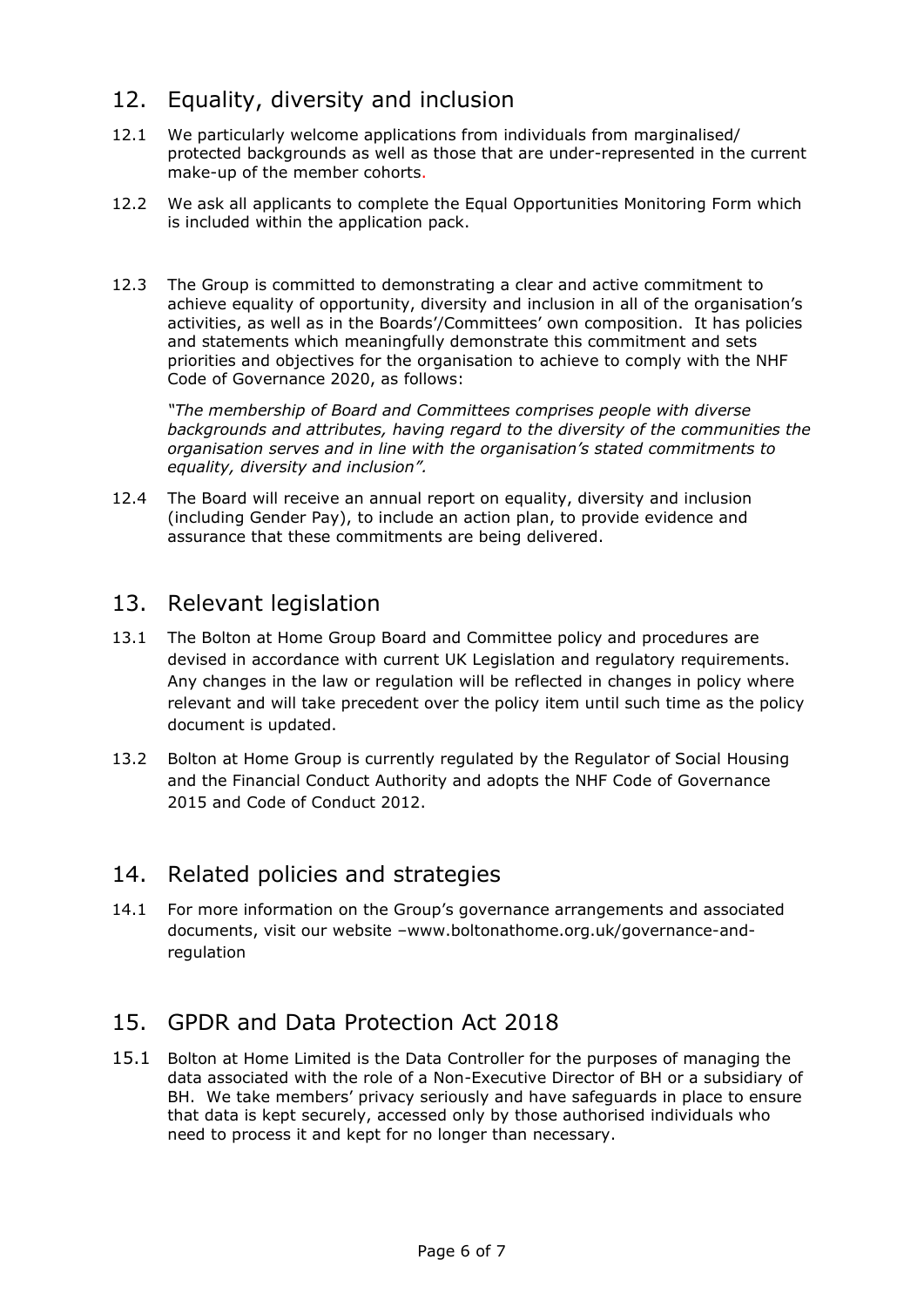## 12. Equality, diversity and inclusion

12.1 We particularly welcome applications from individuals from marginalised/ protected backgrounds as well as those that are under-represented in the current make-up of the member cohorts.

12.2 We ask all applicants to complete the Equal Opportunities Monitoring Form which is included within the application pack.

12.3 The Group is committed to demonstrating a clear and active commitment to achieve equality of opportunity, diversity and inclusion in all of the organisation's activities, as well as in the Boards'/Committees' own composition. It has policies and statements which meaningfully demonstrate this commitment and sets priorities and objectives for the organisation to achieve to comply with the NHF Code of Governance 2020, as follows:

*"The membership of Board and Committees comprises people with diverse backgrounds and attributes, having regard to the diversity of the communities the organisation serves and in line with the organisation's stated commitments to equality, diversity and inclusion".*

12.4 The Board will receive an annual report on equality, diversity and inclusion (including Gender Pay), to include an action plan, to provide evidence and assurance that these commitments are being delivered.

## 13. Relevant legislation

13.1 The Bolton at Home Group Board and Committee policy and procedures are devised in accordance with current UK Legislation and regulatory requirements. Any changes in the law or regulation will be reflected in changes in policy where relevant and will take precedent over the policy item until such time as the policy document is updated.

13.2 Bolton at Home Group is currently regulated by the Regulator of Social Housing and the Financial Conduct Authority and adopts the NHF Code of Governance 2015 and Code of Conduct 2012.

## 14. Related policies and strategies

14.1 For more information on the Group's governance arrangements and associated documents, visit our website –www.boltonathome.org.uk/governance-and-regulation

## 15. GPDR and Data Protection Act 2018

15.1 Bolton at Home Limited is the Data Controller for the purposes of managing the data associated with the role of a Non-Executive Director of BH or a subsidiary of BH. We take members' privacy seriously and have safeguards in place to ensure that data is kept securely, accessed only by those authorised individuals who need to process it and kept for no longer than necessary.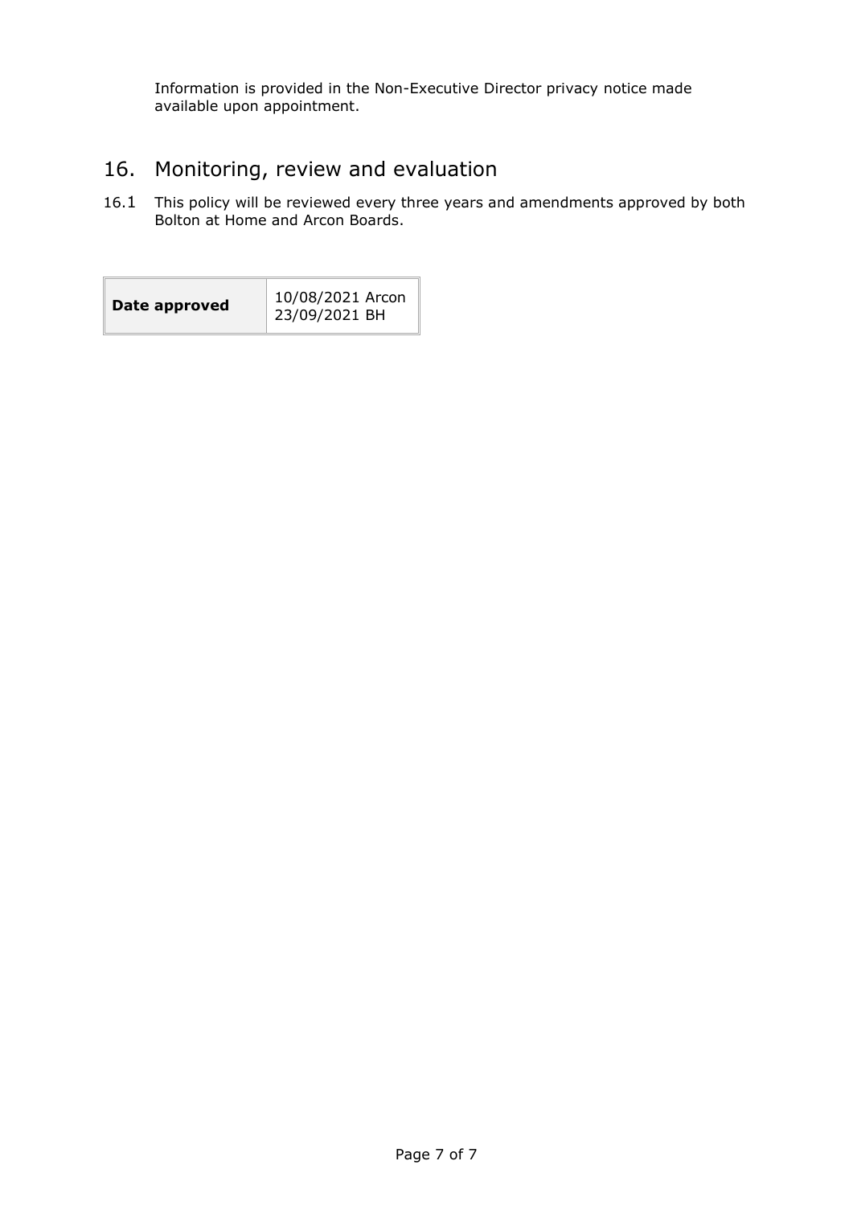Information is provided in the Non-Executive Director privacy notice made available upon appointment.

## 16. Monitoring, review and evaluation

16.1 This policy will be reviewed every three years and amendments approved by both Bolton at Home and Arcon Boards.

| | |
|---|---|
| **Date approved** | 10/08/2021 Arcon<br>23/09/2021 BH |